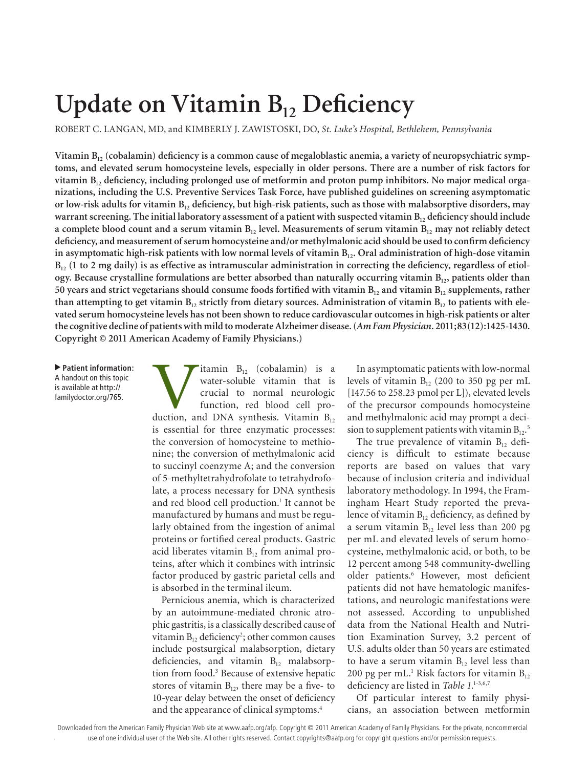# Update on Vitamin $B_{12}$ Deficiency

ROBERT C. LANGAN, MD, and KIMBERLY J. ZAWISTOSKI, DO, *St. Luke's Hospital, Bethlehem, Pennsylvania*

**Vitamin $B_{12}$ (cobalamin) deficiency is a common cause of megaloblastic anemia, a variety of neuropsychiatric symptoms, and elevated serum homocysteine levels, especially in older persons. There are a number of risk factors for vitamin $B_{12}$ deficiency, including prolonged use of metformin and proton pump inhibitors. No major medical organizations, including the U.S. Preventive Services Task Force, have published guidelines on screening asymptomatic or low-risk adults for vitamin $B_{12}$ deficiency, but high-risk patients, such as those with malabsorptive disorders, may warrant screening. The initial laboratory assessment of a patient with suspected vitamin $B_{12}$ deficiency should include a complete blood count and a serum vitamin $B_{12}$ level. Measurements of serum vitamin $B_{12}$ may not reliably detect deficiency, and measurement of serum homocysteine and/or methylmalonic acid should be used to confirm deficiency in asymptomatic high-risk patients with low normal levels of vitamin $B_{12}$. Oral administration of high-dose vitamin $B_{12}$ (1 to 2 mg daily) is as effective as intramuscular administration in correcting the deficiency, regardless of etiology. Because crystalline formulations are better absorbed than naturally occurring vitamin $B_{12}$, patients older than 50 years and strict vegetarians should consume foods fortified with vitamin $B_{12}$ and vitamin $B_{12}$ supplements, rather than attempting to get vitamin $B_{12}$ strictly from dietary sources. Administration of vitamin $B_{12}$ to patients with elevated serum homocysteine levels has not been shown to reduce cardiovascular outcomes in high-risk patients or alter the cognitive decline of patients with mild to moderate Alzheimer disease. (*Am Fam Physician*. 2011;83(12):1425-1430. Copyright © 2011 American Academy of Family Physicians.)**

▶ **Patient information:** A handout on this topic is available at http://familydoctor.org/765.

Vitamin $B_{12}$ (cobalamin) is a water-soluble vitamin that is crucial to normal neurologic function, red blood cell production, and DNA synthesis. Vitamin $B_{12}$ is essential for three enzymatic processes: the conversion of homocysteine to methionine; the conversion of methylmalonic acid to succinyl coenzyme A; and the conversion of 5-methyltetrahydrofolate to tetrahydrofolate, a process necessary for DNA synthesis and red blood cell production.[1] It cannot be manufactured by humans and must be regularly obtained from the ingestion of animal proteins or fortified cereal products. Gastric acid liberates vitamin $B_{12}$ from animal proteins, after which it combines with intrinsic factor produced by gastric parietal cells and is absorbed in the terminal ileum.

Pernicious anemia, which is characterized by an autoimmune-mediated chronic atrophic gastritis, is a classically described cause of vitamin $B_{12}$ deficiency[2]; other common causes include postsurgical malabsorption, dietary deficiencies, and vitamin $B_{12}$ malabsorption from food.[3] Because of extensive hepatic stores of vitamin $B_{12}$, there may be a five- to 10-year delay between the onset of deficiency and the appearance of clinical symptoms.[4]

In asymptomatic patients with low-normal levels of vitamin $B_{12}$ (200 to 350 pg per mL [147.56 to 258.23 pmol per L]), elevated levels of the precursor compounds homocysteine and methylmalonic acid may prompt a decision to supplement patients with vitamin $B_{12}$.[5]

The true prevalence of vitamin $B_{12}$ deficiency is difficult to estimate because reports are based on values that vary because of inclusion criteria and individual laboratory methodology. In 1994, the Framingham Heart Study reported the prevalence of vitamin $B_{12}$ deficiency, as defined by a serum vitamin $B_{12}$ level less than 200 pg per mL and elevated levels of serum homocysteine, methylmalonic acid, or both, to be 12 percent among 548 community-dwelling older patients.[6] However, most deficient patients did not have hematologic manifestations, and neurologic manifestations were not assessed. According to unpublished data from the National Health and Nutrition Examination Survey, 3.2 percent of U.S. adults older than 50 years are estimated to have a serum vitamin $B_{12}$ level less than 200 pg per mL.[1] Risk factors for vitamin $B_{12}$ deficiency are listed in *Table 1*.[1-3,6,7]

Of particular interest to family physicians, an association between metformin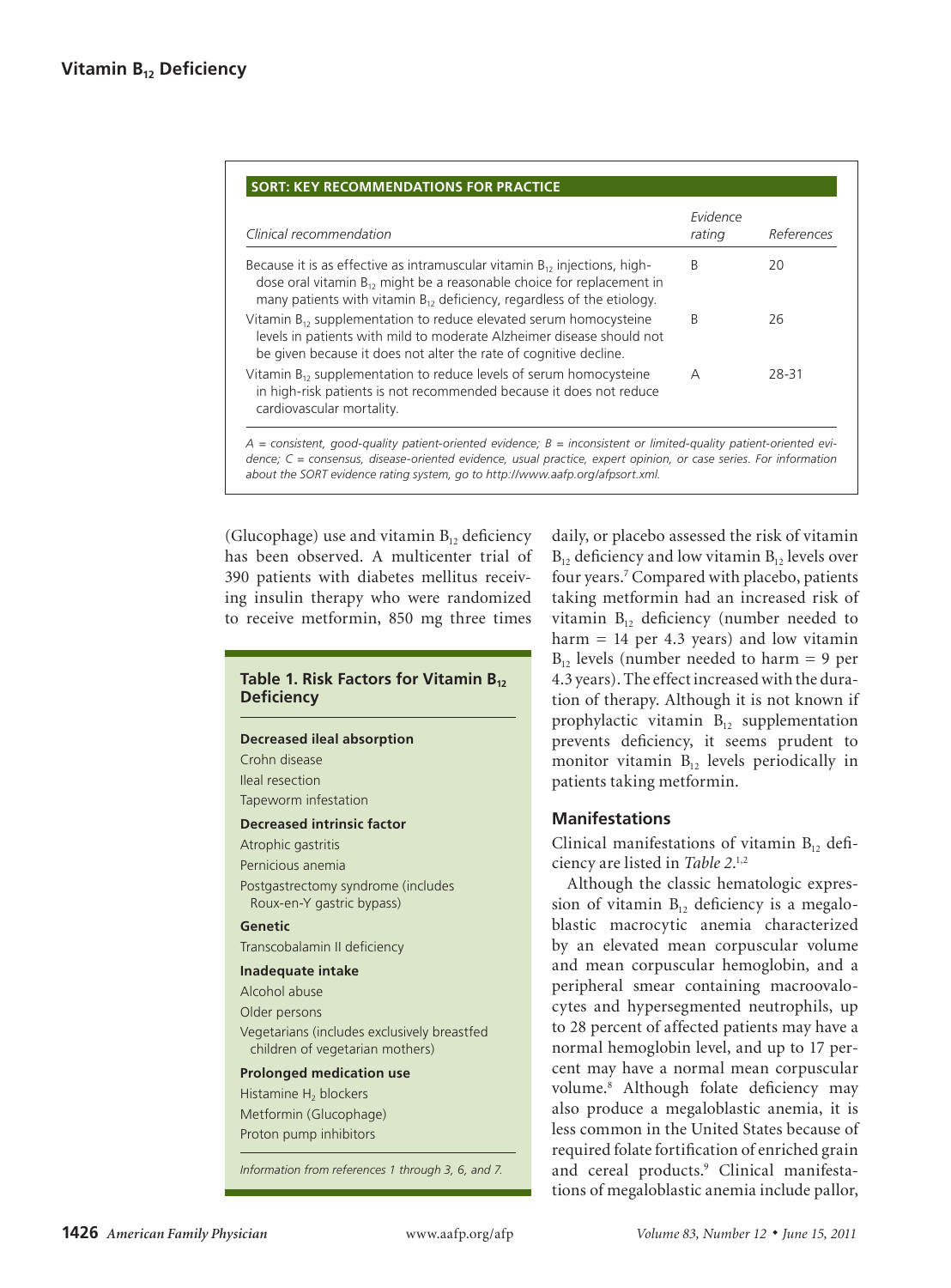## SORT: KEY RECOMMENDATIONS FOR PRACTICE

| Clinical recommendation | Evidence rating | References |
|---|---|---|
| Because it is as effective as intramuscular vitamin $B_{12}$ injections, high-dose oral vitamin $B_{12}$ might be a reasonable choice for replacement in many patients with vitamin $B_{12}$ deficiency, regardless of the etiology. | B | 20 |
| Vitamin $B_{12}$ supplementation to reduce elevated serum homocysteine levels in patients with mild to moderate Alzheimer disease should not be given because it does not alter the rate of cognitive decline. | B | 26 |
| Vitamin $B_{12}$ supplementation to reduce levels of serum homocysteine in high-risk patients is not recommended because it does not reduce cardiovascular mortality. | A | 28-31 |

*A = consistent, good-quality patient-oriented evidence; B = inconsistent or limited-quality patient-oriented evidence; C = consensus, disease-oriented evidence, usual practice, expert opinion, or case series. For information about the SORT evidence rating system, go to http://www.aafp.org/afpsort.xml.*

(Glucophage) use and vitamin $B_{12}$ deficiency has been observed. A multicenter trial of 390 patients with diabetes mellitus receiving insulin therapy who were randomized to receive metformin, 850 mg three times daily, or placebo assessed the risk of vitamin $B_{12}$ deficiency and low vitamin $B_{12}$ levels over four years.[7] Compared with placebo, patients taking metformin had an increased risk of vitamin $B_{12}$ deficiency (number needed to harm = 14 per 4.3 years) and low vitamin $B_{12}$ levels (number needed to harm = 9 per 4.3 years). The effect increased with the duration of therapy. Although it is not known if prophylactic vitamin $B_{12}$ supplementation prevents deficiency, it seems prudent to monitor vitamin $B_{12}$ levels periodically in patients taking metformin.

**Table 1. Risk Factors for Vitamin $B_{12}$ Deficiency**

**Decreased ileal absorption**
- Crohn disease
- Ileal resection
- Tapeworm infestation

**Decreased intrinsic factor**
- Atrophic gastritis
- Pernicious anemia
- Postgastrectomy syndrome (includes Roux-en-Y gastric bypass)

**Genetic**
- Transcobalamin II deficiency

**Inadequate intake**
- Alcohol abuse
- Older persons
- Vegetarians (includes exclusively breastfed children of vegetarian mothers)

**Prolonged medication use**
- Histamine $H_2$ blockers
- Metformin (Glucophage)
- Proton pump inhibitors

*Information from references 1 through 3, 6, and 7.*

### Manifestations

Clinical manifestations of vitamin $B_{12}$ deficiency are listed in *Table 2*.[1,2]

Although the classic hematologic expression of vitamin $B_{12}$ deficiency is a megaloblastic macrocytic anemia characterized by an elevated mean corpuscular volume and mean corpuscular hemoglobin, and a peripheral smear containing macroovalocytes and hypersegmented neutrophils, up to 28 percent of affected patients may have a normal hemoglobin level, and up to 17 percent may have a normal mean corpuscular volume.[8] Although folate deficiency may also produce a megaloblastic anemia, it is less common in the United States because of required folate fortification of enriched grain and cereal products.[9] Clinical manifestations of megaloblastic anemia include pallor,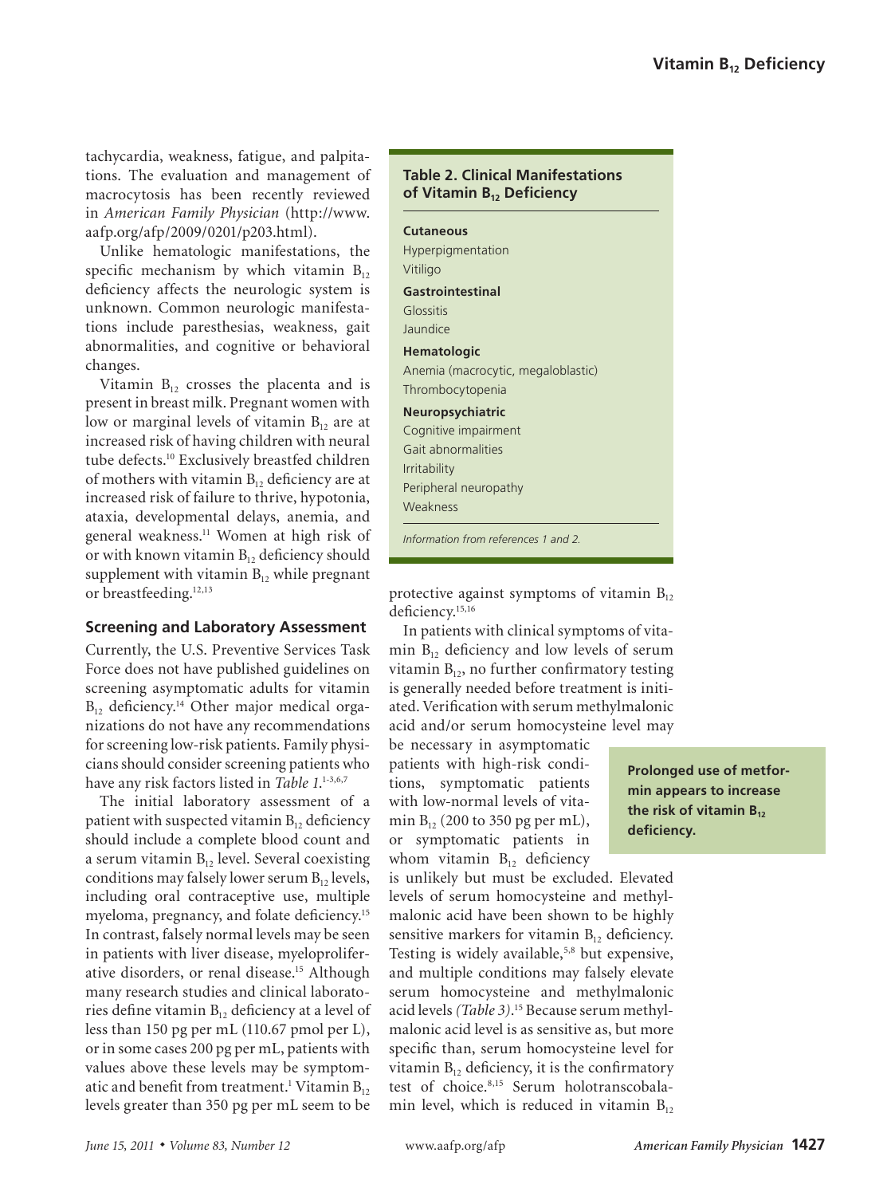tachycardia, weakness, fatigue, and palpitations. The evaluation and management of macrocytosis has been recently reviewed in *American Family Physician* (http://www.aafp.org/afp/2009/0201/p203.html).

Unlike hematologic manifestations, the specific mechanism by which vitamin $B_{12}$ deficiency affects the neurologic system is unknown. Common neurologic manifestations include paresthesias, weakness, gait abnormalities, and cognitive or behavioral changes.

Vitamin $B_{12}$ crosses the placenta and is present in breast milk. Pregnant women with low or marginal levels of vitamin $B_{12}$ are at increased risk of having children with neural tube defects.[10] Exclusively breastfed children of mothers with vitamin $B_{12}$ deficiency are at increased risk of failure to thrive, hypotonia, ataxia, developmental delays, anemia, and general weakness.[11] Women at high risk of or with known vitamin $B_{12}$ deficiency should supplement with vitamin $B_{12}$ while pregnant or breastfeeding.[12,13]

## Screening and Laboratory Assessment

Currently, the U.S. Preventive Services Task Force does not have published guidelines on screening asymptomatic adults for vitamin $B_{12}$ deficiency.[14] Other major medical organizations do not have any recommendations for screening low-risk patients. Family physicians should consider screening patients who have any risk factors listed in *Table 1*.[1-3,6,7]

The initial laboratory assessment of a patient with suspected vitamin $B_{12}$ deficiency should include a complete blood count and a serum vitamin $B_{12}$ level. Several coexisting conditions may falsely lower serum $B_{12}$ levels, including oral contraceptive use, multiple myeloma, pregnancy, and folate deficiency.[15] In contrast, falsely normal levels may be seen in patients with liver disease, myeloproliferative disorders, or renal disease.[15] Although many research studies and clinical laboratories define vitamin $B_{12}$ deficiency at a level of less than 150 pg per mL (110.67 pmol per L), or in some cases 200 pg per mL, patients with values above these levels may be symptomatic and benefit from treatment.[1] Vitamin $B_{12}$ levels greater than 350 pg per mL seem to be protective against symptoms of vitamin $B_{12}$ deficiency.[15,16]

**Table 2. Clinical Manifestations of Vitamin $B_{12}$ Deficiency**

**Cutaneous**
- Hyperpigmentation
- Vitiligo

**Gastrointestinal**
- Glossitis
- Jaundice

**Hematologic**
- Anemia (macrocytic, megaloblastic)
- Thrombocytopenia

**Neuropsychiatric**
- Cognitive impairment
- Gait abnormalities
- Irritability
- Peripheral neuropathy
- Weakness

*Information from references 1 and 2.*

In patients with clinical symptoms of vitamin $B_{12}$ deficiency and low levels of serum vitamin $B_{12}$, no further confirmatory testing is generally needed before treatment is initiated. Verification with serum methylmalonic acid and/or serum homocysteine level may be necessary in asymptomatic patients with high-risk conditions, symptomatic patients with low-normal levels of vitamin $B_{12}$ (200 to 350 pg per mL), or symptomatic patients in whom vitamin $B_{12}$ deficiency is unlikely but must be excluded. Elevated levels of serum homocysteine and methylmalonic acid have been shown to be highly sensitive markers for vitamin $B_{12}$ deficiency. Testing is widely available,[5,8] but expensive, and multiple conditions may falsely elevate serum homocysteine and methylmalonic acid levels *(Table 3)*.[15] Because serum methylmalonic acid level is as sensitive as, but more specific than, serum homocysteine level for vitamin $B_{12}$ deficiency, it is the confirmatory test of choice.[8,15] Serum holotranscobalamin level, which is reduced in vitamin $B_{12}$

**Prolonged use of metformin appears to increase the risk of vitamin $B_{12}$ deficiency.**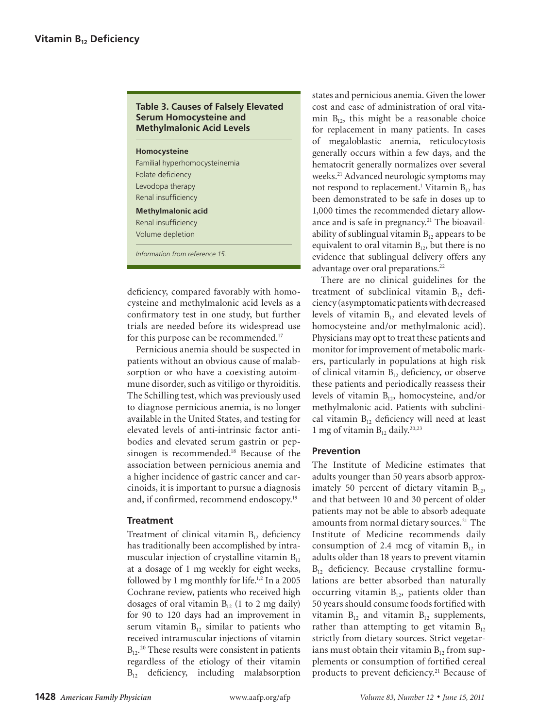**Table 3. Causes of Falsely Elevated Serum Homocysteine and Methylmalonic Acid Levels**

| |
|---|
| **Homocysteine** |
| Familial hyperhomocysteinemia |
| Folate deficiency |
| Levodopa therapy |
| Renal insufficiency |
| **Methylmalonic acid** |
| Renal insufficiency |
| Volume depletion |

*Information from reference 15.*

deficiency, compared favorably with homocysteine and methylmalonic acid levels as a confirmatory test in one study, but further trials are needed before its widespread use for this purpose can be recommended.[17]

Pernicious anemia should be suspected in patients without an obvious cause of malabsorption or who have a coexisting autoimmune disorder, such as vitiligo or thyroiditis. The Schilling test, which was previously used to diagnose pernicious anemia, is no longer available in the United States, and testing for elevated levels of anti-intrinsic factor antibodies and elevated serum gastrin or pepsinogen is recommended.[18] Because of the association between pernicious anemia and a higher incidence of gastric cancer and carcinoids, it is important to pursue a diagnosis and, if confirmed, recommend endoscopy.[19]

## Treatment

Treatment of clinical vitamin $B_{12}$ deficiency has traditionally been accomplished by intramuscular injection of crystalline vitamin $B_{12}$ at a dosage of 1 mg weekly for eight weeks, followed by 1 mg monthly for life.[1,2] In a 2005 Cochrane review, patients who received high dosages of oral vitamin $B_{12}$ (1 to 2 mg daily) for 90 to 120 days had an improvement in serum vitamin $B_{12}$ similar to patients who received intramuscular injections of vitamin $B_{12}$.[20] These results were consistent in patients regardless of the etiology of their vitamin $B_{12}$ deficiency, including malabsorption states and pernicious anemia. Given the lower cost and ease of administration of oral vitamin $B_{12}$, this might be a reasonable choice for replacement in many patients. In cases of megaloblastic anemia, reticulocytosis generally occurs within a few days, and the hematocrit generally normalizes over several weeks.[21] Advanced neurologic symptoms may not respond to replacement.[1] Vitamin $B_{12}$ has been demonstrated to be safe in doses up to 1,000 times the recommended dietary allowance and is safe in pregnancy.[21] The bioavailability of sublingual vitamin $B_{12}$ appears to be equivalent to oral vitamin $B_{12}$, but there is no evidence that sublingual delivery offers any advantage over oral preparations.[22]

There are no clinical guidelines for the treatment of subclinical vitamin $B_{12}$ deficiency (asymptomatic patients with decreased levels of vitamin $B_{12}$ and elevated levels of homocysteine and/or methylmalonic acid). Physicians may opt to treat these patients and monitor for improvement of metabolic markers, particularly in populations at high risk of clinical vitamin $B_{12}$ deficiency, or observe these patients and periodically reassess their levels of vitamin $B_{12}$, homocysteine, and/or methylmalonic acid. Patients with subclinical vitamin $B_{12}$ deficiency will need at least 1 mg of vitamin $B_{12}$ daily.[20,23]

## Prevention

The Institute of Medicine estimates that adults younger than 50 years absorb approximately 50 percent of dietary vitamin $B_{12}$, and that between 10 and 30 percent of older patients may not be able to absorb adequate amounts from normal dietary sources.[21] The Institute of Medicine recommends daily consumption of 2.4 mcg of vitamin $B_{12}$ in adults older than 18 years to prevent vitamin $B_{12}$ deficiency. Because crystalline formulations are better absorbed than naturally occurring vitamin $B_{12}$, patients older than 50 years should consume foods fortified with vitamin $B_{12}$ and vitamin $B_{12}$ supplements, rather than attempting to get vitamin $B_{12}$ strictly from dietary sources. Strict vegetarians must obtain their vitamin $B_{12}$ from supplements or consumption of fortified cereal products to prevent deficiency.[21] Because of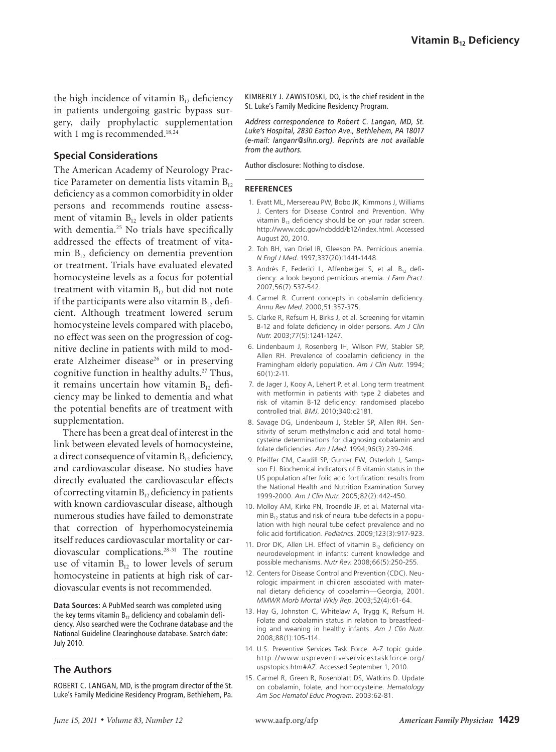the high incidence of vitamin $B_{12}$ deficiency in patients undergoing gastric bypass surgery, daily prophylactic supplementation with 1 mg is recommended.[18,24]

## Special Considerations

The American Academy of Neurology Practice Parameter on dementia lists vitamin $B_{12}$ deficiency as a common comorbidity in older persons and recommends routine assessment of vitamin $B_{12}$ levels in older patients with dementia.[25] No trials have specifically addressed the effects of treatment of vitamin $B_{12}$ deficiency on dementia prevention or treatment. Trials have evaluated elevated homocysteine levels as a focus for potential treatment with vitamin $B_{12}$ but did not note if the participants were also vitamin $B_{12}$ deficient. Although treatment lowered serum homocysteine levels compared with placebo, no effect was seen on the progression of cognitive decline in patients with mild to moderate Alzheimer disease[26] or in preserving cognitive function in healthy adults.[27] Thus, it remains uncertain how vitamin $B_{12}$ deficiency may be linked to dementia and what the potential benefits are of treatment with supplementation.

There has been a great deal of interest in the link between elevated levels of homocysteine, a direct consequence of vitamin $B_{12}$ deficiency, and cardiovascular disease. No studies have directly evaluated the cardiovascular effects of correcting vitamin $B_{12}$ deficiency in patients with known cardiovascular disease, although numerous studies have failed to demonstrate that correction of hyperhomocysteinemia itself reduces cardiovascular mortality or cardiovascular complications.[28-31] The routine use of vitamin $B_{12}$ to lower levels of serum homocysteine in patients at high risk of cardiovascular events is not recommended.

**Data Sources**: A PubMed search was completed using the key terms vitamin $B_{12}$ deficiency and cobalamin deficiency. Also searched were the Cochrane database and the National Guideline Clearinghouse database. Search date: July 2010.

## The Authors

ROBERT C. LANGAN, MD, is the program director of the St. Luke's Family Medicine Residency Program, Bethlehem, Pa.

KIMBERLY J. ZAWISTOSKI, DO, is the chief resident in the St. Luke's Family Medicine Residency Program.

*Address correspondence to Robert C. Langan, MD, St. Luke's Hospital, 2830 Easton Ave., Bethlehem, PA 18017 (e-mail: langanr@slhn.org). Reprints are not available from the authors.*

Author disclosure: Nothing to disclose.

### REFERENCES

1. Evatt ML, Mersereau PW, Bobo JK, Kimmons J, Williams J. Centers for Disease Control and Prevention. Why vitamin $B_{12}$ deficiency should be on your radar screen. http://www.cdc.gov/ncbddd/b12/index.html. Accessed August 20, 2010.
2. Toh BH, van Driel IR, Gleeson PA. Pernicious anemia. *N Engl J Med.* 1997;337(20):1441-1448.
3. Andrès E, Federici L, Affenberger S, et al. $B_{12}$ deficiency: a look beyond pernicious anemia. *J Fam Pract.* 2007;56(7):537-542.
4. Carmel R. Current concepts in cobalamin deficiency. *Annu Rev Med.* 2000;51:357-375.
5. Clarke R, Refsum H, Birks J, et al. Screening for vitamin B-12 and folate deficiency in older persons. *Am J Clin Nutr.* 2003;77(5):1241-1247.
6. Lindenbaum J, Rosenberg IH, Wilson PW, Stabler SP, Allen RH. Prevalence of cobalamin deficiency in the Framingham elderly population. *Am J Clin Nutr.* 1994;60(1):2-11.
7. de Jager J, Kooy A, Lehert P, et al. Long term treatment with metformin in patients with type 2 diabetes and risk of vitamin B-12 deficiency: randomised placebo controlled trial. *BMJ.* 2010;340:c2181.
8. Savage DG, Lindenbaum J, Stabler SP, Allen RH. Sensitivity of serum methylmalonic acid and total homocysteine determinations for diagnosing cobalamin and folate deficiencies. *Am J Med.* 1994;96(3):239-246.
9. Pfeiffer CM, Caudill SP, Gunter EW, Osterloh J, Sampson EJ. Biochemical indicators of B vitamin status in the US population after folic acid fortification: results from the National Health and Nutrition Examination Survey 1999-2000. *Am J Clin Nutr.* 2005;82(2):442-450.
10. Molloy AM, Kirke PN, Troendle JF, et al. Maternal vitamin $B_{12}$ status and risk of neural tube defects in a population with high neural tube defect prevalence and no folic acid fortification. *Pediatrics.* 2009;123(3):917-923.
11. Dror DK, Allen LH. Effect of vitamin $B_{12}$ deficiency on neurodevelopment in infants: current knowledge and possible mechanisms. *Nutr Rev.* 2008;66(5):250-255.
12. Centers for Disease Control and Prevention (CDC). Neurologic impairment in children associated with maternal dietary deficiency of cobalamin—Georgia, 2001. *MMWR Morb Mortal Wkly Rep.* 2003;52(4):61-64.
13. Hay G, Johnston C, Whitelaw A, Trygg K, Refsum H. Folate and cobalamin status in relation to breastfeeding and weaning in healthy infants. *Am J Clin Nutr.* 2008;88(1):105-114.
14. U.S. Preventive Services Task Force. A-Z topic guide. http://www.uspreventiveservicestaskforce.org/uspstopics.htm#AZ. Accessed September 1, 2010.
15. Carmel R, Green R, Rosenblatt DS, Watkins D. Update on cobalamin, folate, and homocysteine. *Hematology Am Soc Hematol Educ Program.* 2003:62-81.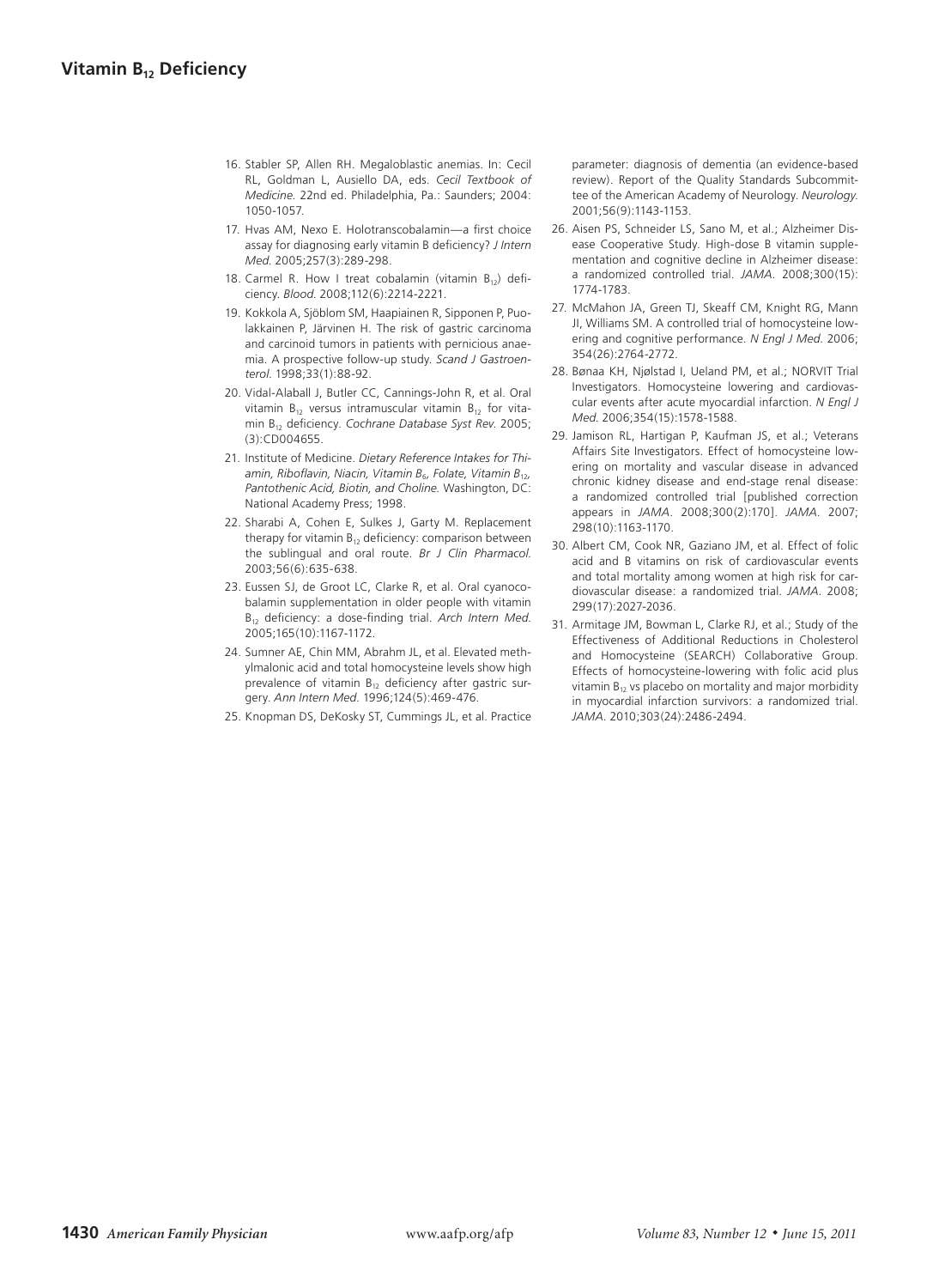16. Stabler SP, Allen RH. Megaloblastic anemias. In: Cecil RL, Goldman L, Ausiello DA, eds. *Cecil Textbook of Medicine.* 22nd ed. Philadelphia, Pa.: Saunders; 2004: 1050-1057.

17. Hvas AM, Nexo E. Holotranscobalamin—a first choice assay for diagnosing early vitamin B deficiency? *J Intern Med.* 2005;257(3):289-298.

18. Carmel R. How I treat cobalamin (vitamin $B_{12}$) deficiency. *Blood.* 2008;112(6):2214-2221.

19. Kokkola A, Sjöblom SM, Haapiainen R, Sipponen P, Puolakkainen P, Järvinen H. The risk of gastric carcinoma and carcinoid tumors in patients with pernicious anaemia. A prospective follow-up study. *Scand J Gastroenterol.* 1998;33(1):88-92.

20. Vidal-Alaball J, Butler CC, Cannings-John R, et al. Oral vitamin $B_{12}$ versus intramuscular vitamin $B_{12}$ for vitamin $B_{12}$ deficiency. *Cochrane Database Syst Rev.* 2005;(3):CD004655.

21. Institute of Medicine. *Dietary Reference Intakes for Thiamin, Riboflavin, Niacin, Vitamin $B_6$, Folate, Vitamin $B_{12}$, Pantothenic Acid, Biotin, and Choline.* Washington, DC: National Academy Press; 1998.

22. Sharabi A, Cohen E, Sulkes J, Garty M. Replacement therapy for vitamin $B_{12}$ deficiency: comparison between the sublingual and oral route. *Br J Clin Pharmacol.* 2003;56(6):635-638.

23. Eussen SJ, de Groot LC, Clarke R, et al. Oral cyanocobalamin supplementation in older people with vitamin $B_{12}$ deficiency: a dose-finding trial. *Arch Intern Med.* 2005;165(10):1167-1172.

24. Sumner AE, Chin MM, Abrahm JL, et al. Elevated methylmalonic acid and total homocysteine levels show high prevalence of vitamin $B_{12}$ deficiency after gastric surgery. *Ann Intern Med.* 1996;124(5):469-476.

25. Knopman DS, DeKosky ST, Cummings JL, et al. Practice parameter: diagnosis of dementia (an evidence-based review). Report of the Quality Standards Subcommittee of the American Academy of Neurology. *Neurology.* 2001;56(9):1143-1153.

26. Aisen PS, Schneider LS, Sano M, et al.; Alzheimer Disease Cooperative Study. High-dose B vitamin supplementation and cognitive decline in Alzheimer disease: a randomized controlled trial. *JAMA.* 2008;300(15):1774-1783.

27. McMahon JA, Green TJ, Skeaff CM, Knight RG, Mann JI, Williams SM. A controlled trial of homocysteine lowering and cognitive performance. *N Engl J Med.* 2006;354(26):2764-2772.

28. Bønaa KH, Njølstad I, Ueland PM, et al.; NORVIT Trial Investigators. Homocysteine lowering and cardiovascular events after acute myocardial infarction. *N Engl J Med.* 2006;354(15):1578-1588.

29. Jamison RL, Hartigan P, Kaufman JS, et al.; Veterans Affairs Site Investigators. Effect of homocysteine lowering on mortality and vascular disease in advanced chronic kidney disease and end-stage renal disease: a randomized controlled trial [published correction appears in *JAMA.* 2008;300(2):170]. *JAMA.* 2007;298(10):1163-1170.

30. Albert CM, Cook NR, Gaziano JM, et al. Effect of folic acid and B vitamins on risk of cardiovascular events and total mortality among women at high risk for cardiovascular disease: a randomized trial. *JAMA.* 2008;299(17):2027-2036.

31. Armitage JM, Bowman L, Clarke RJ, et al.; Study of the Effectiveness of Additional Reductions in Cholesterol and Homocysteine (SEARCH) Collaborative Group. Effects of homocysteine-lowering with folic acid plus vitamin $B_{12}$ vs placebo on mortality and major morbidity in myocardial infarction survivors: a randomized trial. *JAMA.* 2010;303(24):2486-2494.